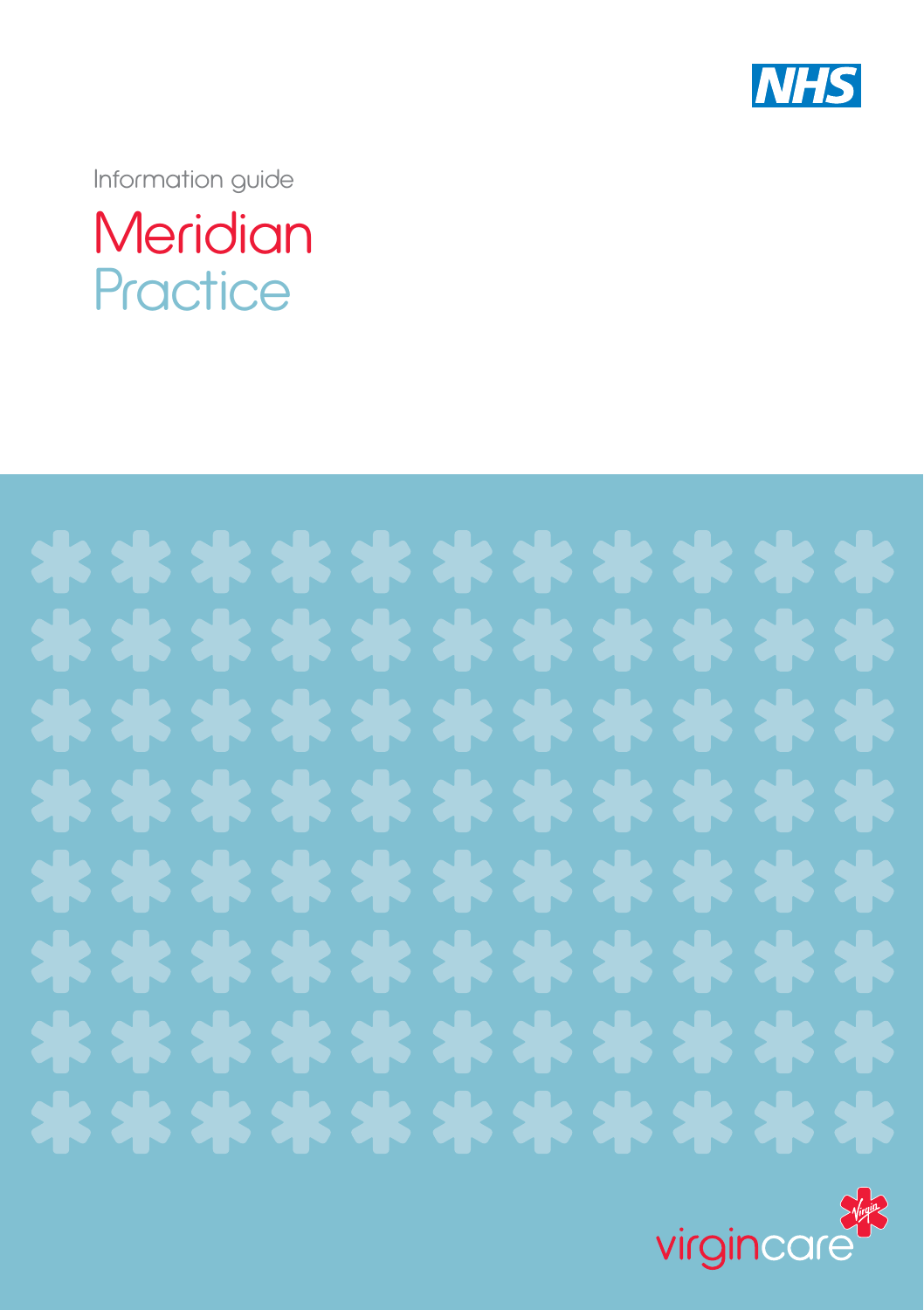NHS

Information guide

# Meridian Practice

virgincare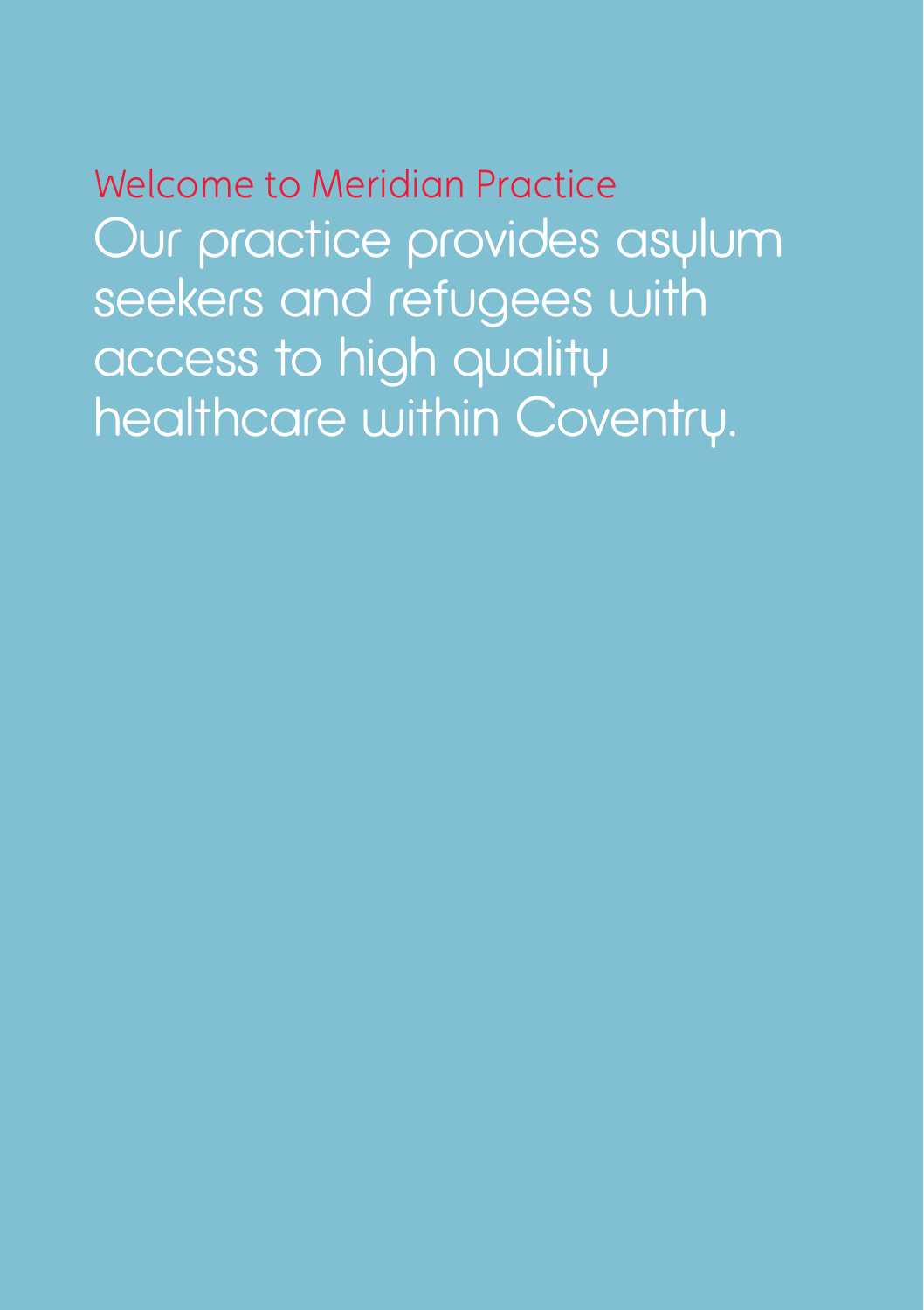## Welcome to Meridian Practice

# Our practice provides asylum seekers and refugees with access to high quality healthcare within Coventry.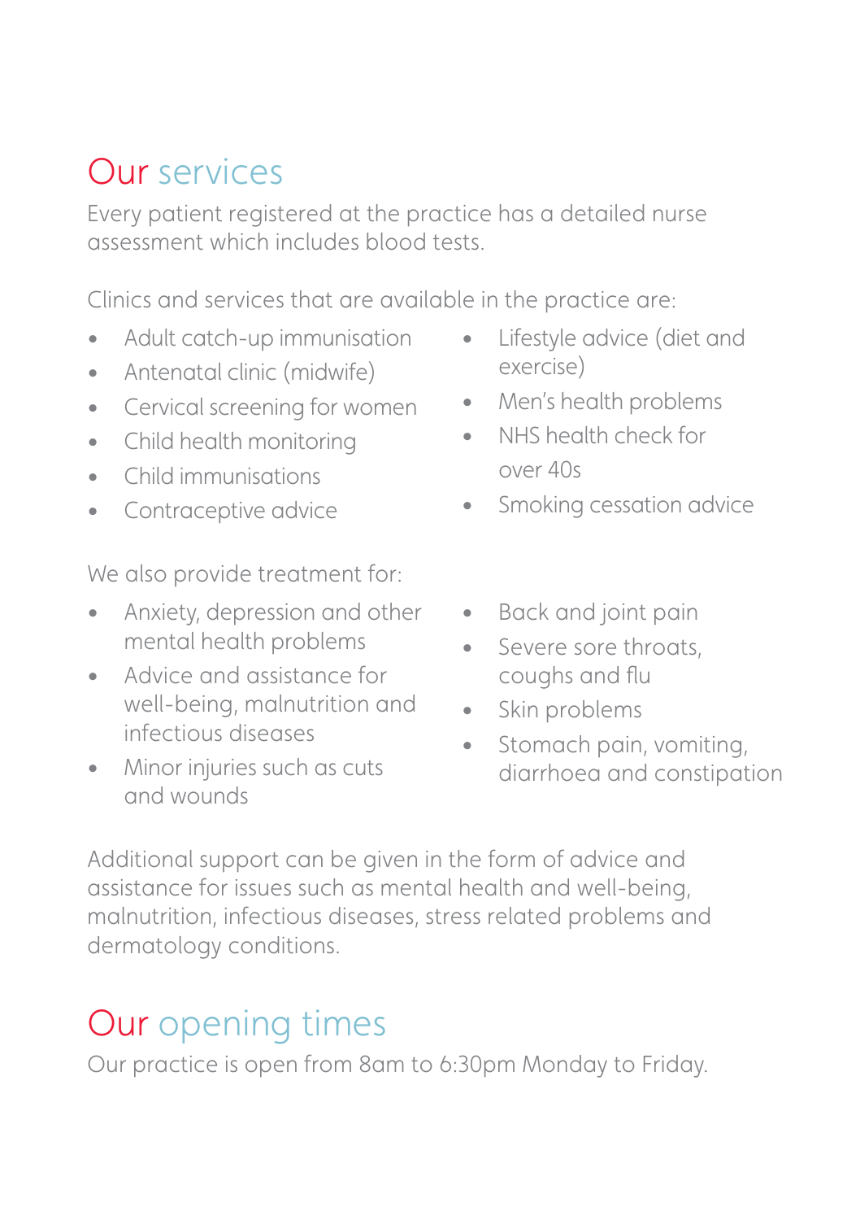## Our services

Every patient registered at the practice has a detailed nurse assessment which includes blood tests.

Clinics and services that are available in the practice are:

- Adult catch-up immunisation
- Antenatal clinic (midwife)
- Cervical screening for women
- Child health monitoring
- Child immunisations
- Contraceptive advice
- Lifestyle advice (diet and exercise)
- Men's health problems
- NHS health check for over 40s
- Smoking cessation advice

We also provide treatment for:

- Anxiety, depression and other mental health problems
- Advice and assistance for well-being, malnutrition and infectious diseases
- Minor injuries such as cuts and wounds
- Back and joint pain
- Severe sore throats, coughs and flu
- Skin problems
- Stomach pain, vomiting, diarrhoea and constipation

Additional support can be given in the form of advice and assistance for issues such as mental health and well-being, malnutrition, infectious diseases, stress related problems and dermatology conditions.

## Our opening times

Our practice is open from 8am to 6:30pm Monday to Friday.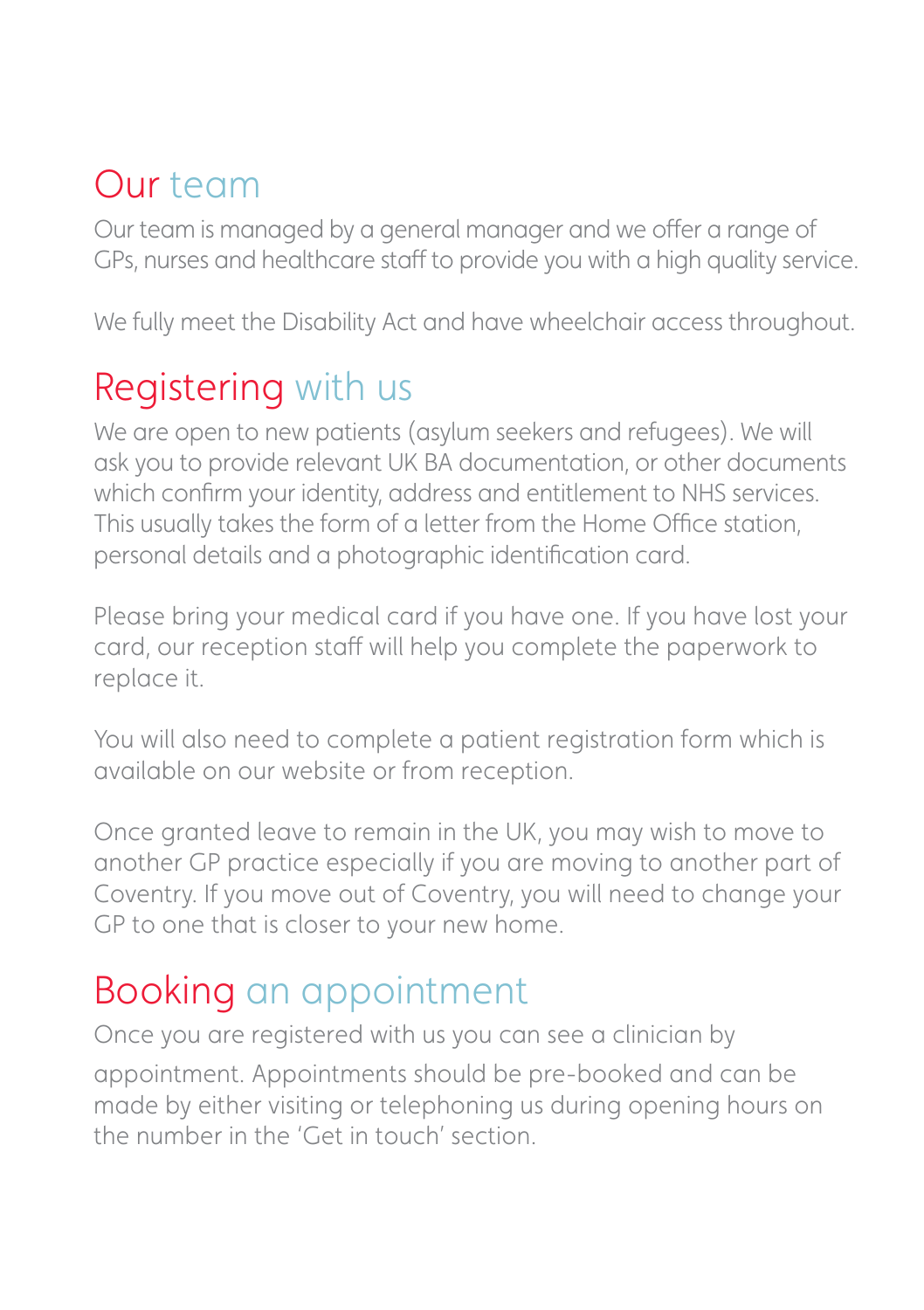## Our team

Our team is managed by a general manager and we offer a range of GPs, nurses and healthcare staff to provide you with a high quality service.

We fully meet the Disability Act and have wheelchair access throughout.

## Registering with us

We are open to new patients (asylum seekers and refugees). We will ask you to provide relevant UK BA documentation, or other documents which confirm your identity, address and entitlement to NHS services. This usually takes the form of a letter from the Home Office station, personal details and a photographic identification card.

Please bring your medical card if you have one. If you have lost your card, our reception staff will help you complete the paperwork to replace it.

You will also need to complete a patient registration form which is available on our website or from reception.

Once granted leave to remain in the UK, you may wish to move to another GP practice especially if you are moving to another part of Coventry. If you move out of Coventry, you will need to change your GP to one that is closer to your new home.

## Booking an appointment

Once you are registered with us you can see a clinician by appointment. Appointments should be pre-booked and can be made by either visiting or telephoning us during opening hours on the number in the 'Get in touch' section.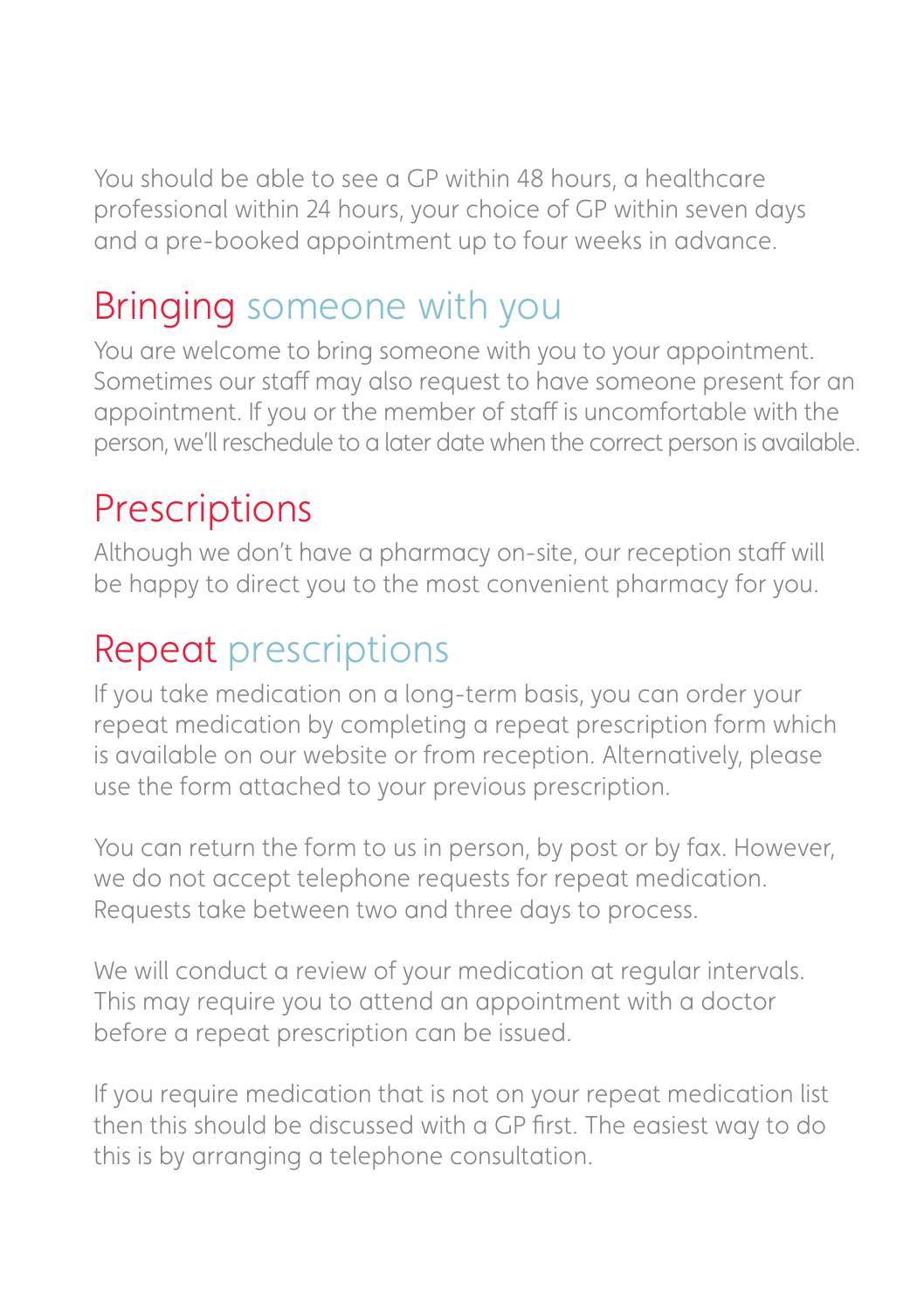You should be able to see a GP within 48 hours, a healthcare professional within 24 hours, your choice of GP within seven days and a pre-booked appointment up to four weeks in advance.

## Bringing someone with you

You are welcome to bring someone with you to your appointment. Sometimes our staff may also request to have someone present for an appointment. If you or the member of staff is uncomfortable with the person, we'll reschedule to a later date when the correct person is available.

## Prescriptions

Although we don't have a pharmacy on-site, our reception staff will be happy to direct you to the most convenient pharmacy for you.

## Repeat prescriptions

If you take medication on a long-term basis, you can order your repeat medication by completing a repeat prescription form which is available on our website or from reception. Alternatively, please use the form attached to your previous prescription.

You can return the form to us in person, by post or by fax. However, we do not accept telephone requests for repeat medication. Requests take between two and three days to process.

We will conduct a review of your medication at regular intervals. This may require you to attend an appointment with a doctor before a repeat prescription can be issued.

If you require medication that is not on your repeat medication list then this should be discussed with a GP first. The easiest way to do this is by arranging a telephone consultation.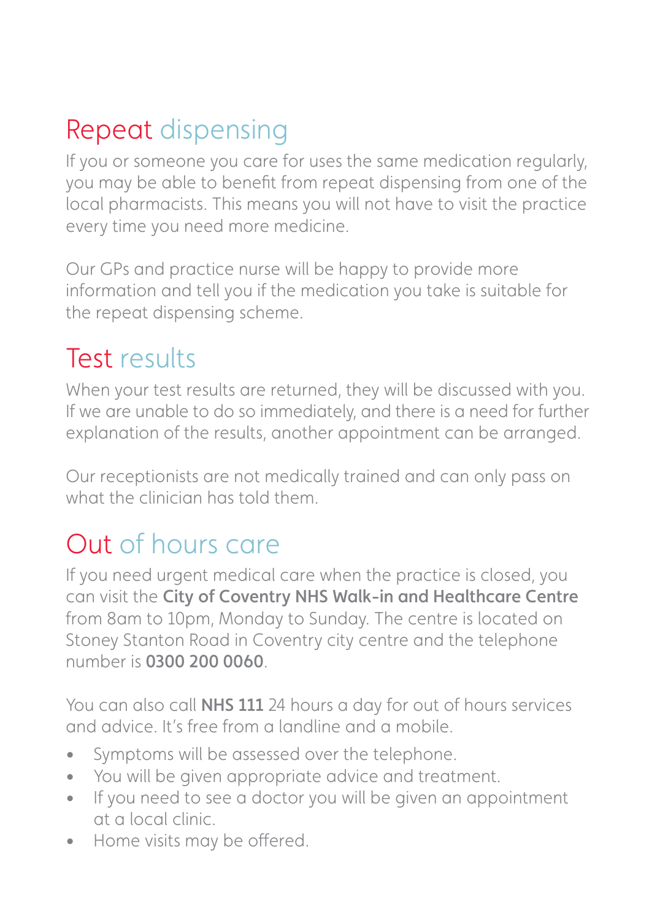## Repeat dispensing

If you or someone you care for uses the same medication regularly, you may be able to benefit from repeat dispensing from one of the local pharmacists. This means you will not have to visit the practice every time you need more medicine.

Our GPs and practice nurse will be happy to provide more information and tell you if the medication you take is suitable for the repeat dispensing scheme.

## Test results

When your test results are returned, they will be discussed with you. If we are unable to do so immediately, and there is a need for further explanation of the results, another appointment can be arranged.

Our receptionists are not medically trained and can only pass on what the clinician has told them.

## Out of hours care

If you need urgent medical care when the practice is closed, you can visit the **City of Coventry NHS Walk-in and Healthcare Centre** from 8am to 10pm, Monday to Sunday. The centre is located on Stoney Stanton Road in Coventry city centre and the telephone number is **0300 200 0060**.

You can also call **NHS 111** 24 hours a day for out of hours services and advice. It's free from a landline and a mobile.

- Symptoms will be assessed over the telephone.
- You will be given appropriate advice and treatment.
- If you need to see a doctor you will be given an appointment at a local clinic.
- Home visits may be offered.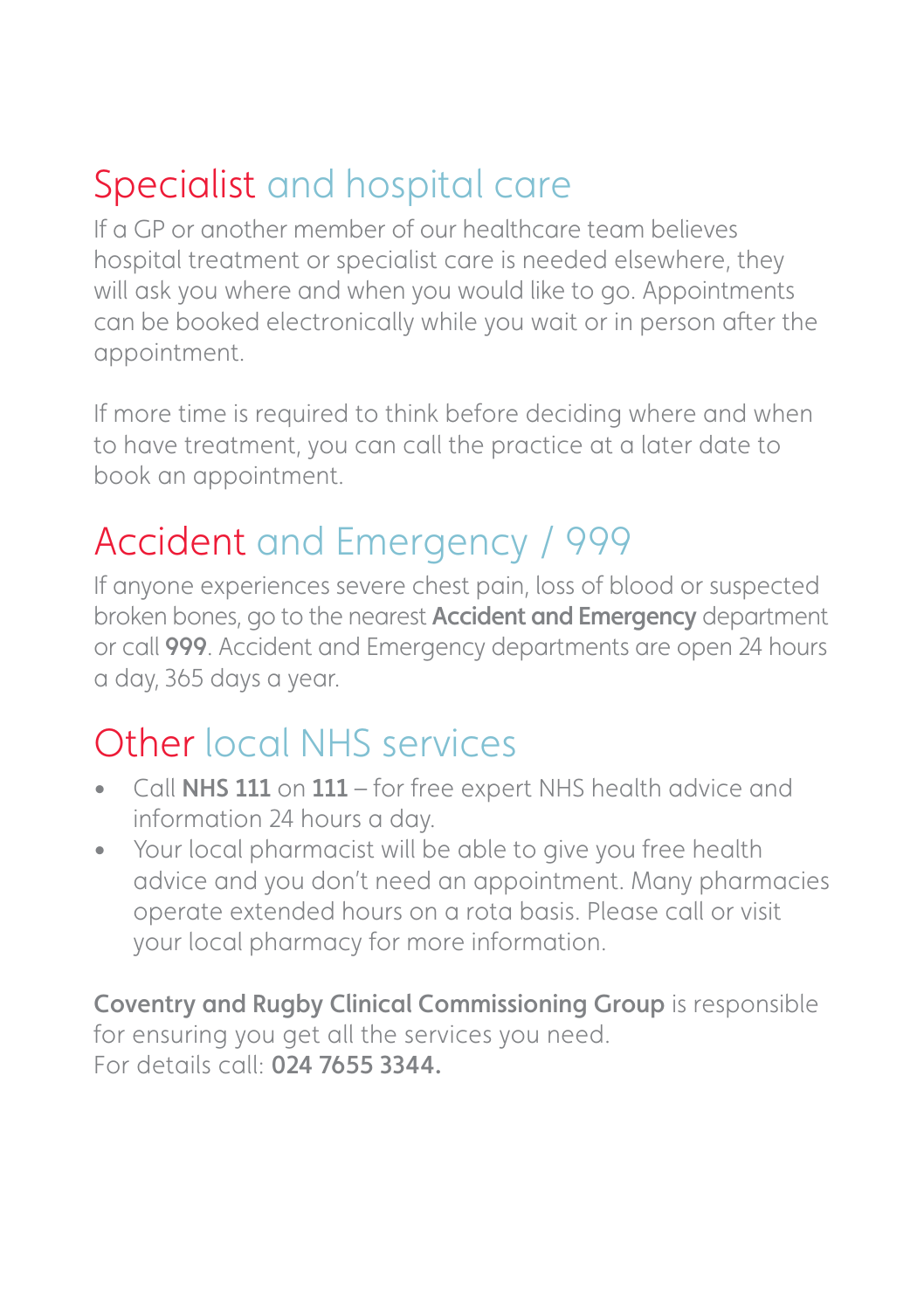## Specialist and hospital care

If a GP or another member of our healthcare team believes hospital treatment or specialist care is needed elsewhere, they will ask you where and when you would like to go. Appointments can be booked electronically while you wait or in person after the appointment.

If more time is required to think before deciding where and when to have treatment, you can call the practice at a later date to book an appointment.

## Accident and Emergency / 999

If anyone experiences severe chest pain, loss of blood or suspected broken bones, go to the nearest **Accident and Emergency** department or call **999**. Accident and Emergency departments are open 24 hours a day, 365 days a year.

## Other local NHS services

- Call **NHS 111** on **111** – for free expert NHS health advice and information 24 hours a day.
- Your local pharmacist will be able to give you free health advice and you don't need an appointment. Many pharmacies operate extended hours on a rota basis. Please call or visit your local pharmacy for more information.

**Coventry and Rugby Clinical Commissioning Group** is responsible for ensuring you get all the services you need.
For details call: **024 7655 3344.**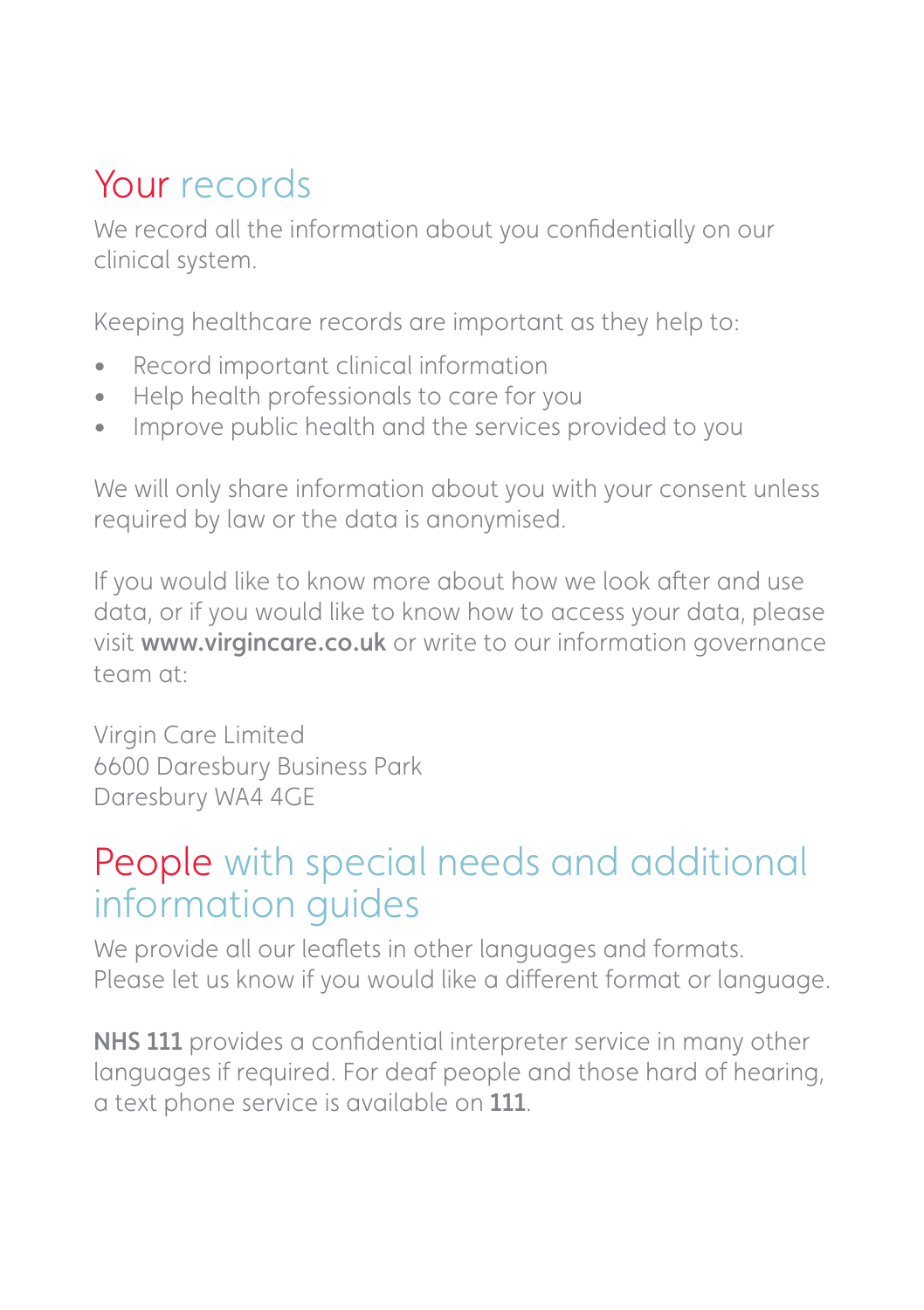## Your records

We record all the information about you confidentially on our clinical system.

Keeping healthcare records are important as they help to:

- Record important clinical information
- Help health professionals to care for you
- Improve public health and the services provided to you

We will only share information about you with your consent unless required by law or the data is anonymised.

If you would like to know more about how we look after and use data, or if you would like to know how to access your data, please visit **www.virgincare.co.uk** or write to our information governance team at:

Virgin Care Limited
6600 Daresbury Business Park
Daresbury WA4 4GE

## People with special needs and additional information guides

We provide all our leaflets in other languages and formats. Please let us know if you would like a different format or language.

**NHS 111** provides a confidential interpreter service in many other languages if required. For deaf people and those hard of hearing, a text phone service is available on **111**.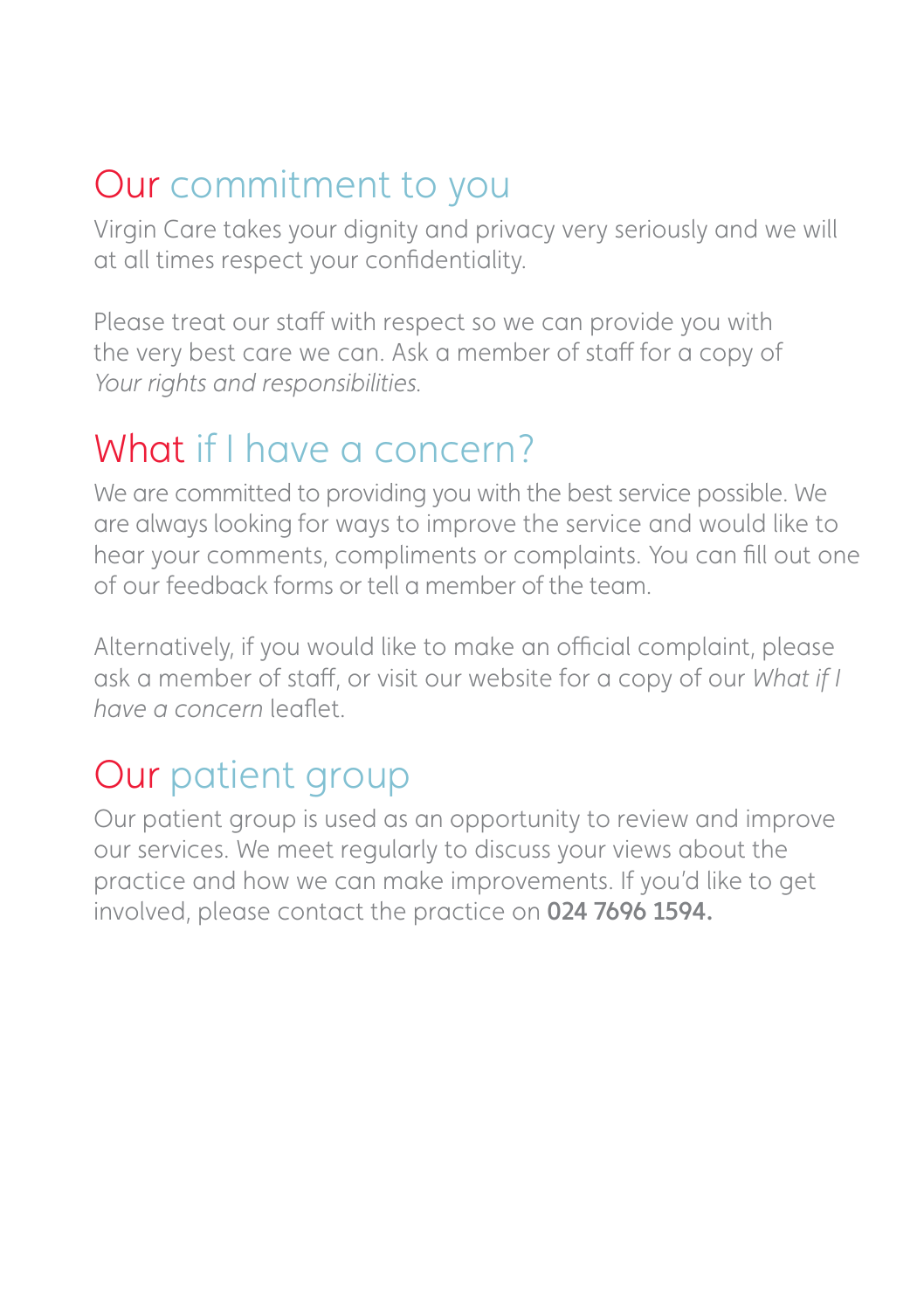## Our commitment to you

Virgin Care takes your dignity and privacy very seriously and we will at all times respect your confidentiality.

Please treat our staff with respect so we can provide you with the very best care we can. Ask a member of staff for a copy of *Your rights and responsibilities.*

## What if I have a concern?

We are committed to providing you with the best service possible. We are always looking for ways to improve the service and would like to hear your comments, compliments or complaints. You can fill out one of our feedback forms or tell a member of the team.

Alternatively, if you would like to make an official complaint, please ask a member of staff, or visit our website for a copy of our *What if I have a concern* leaflet.

## Our patient group

Our patient group is used as an opportunity to review and improve our services. We meet regularly to discuss your views about the practice and how we can make improvements. If you'd like to get involved, please contact the practice on **024 7696 1594.**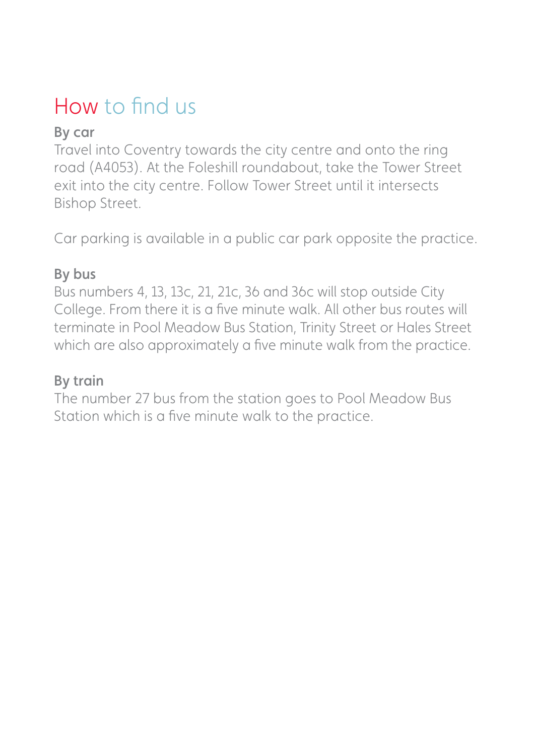# How to find us

### By car

Travel into Coventry towards the city centre and onto the ring road (A4053). At the Foleshill roundabout, take the Tower Street exit into the city centre. Follow Tower Street until it intersects Bishop Street.

Car parking is available in a public car park opposite the practice.

### By bus

Bus numbers 4, 13, 13c, 21, 21c, 36 and 36c will stop outside City College. From there it is a five minute walk. All other bus routes will terminate in Pool Meadow Bus Station, Trinity Street or Hales Street which are also approximately a five minute walk from the practice.

### By train

The number 27 bus from the station goes to Pool Meadow Bus Station which is a five minute walk to the practice.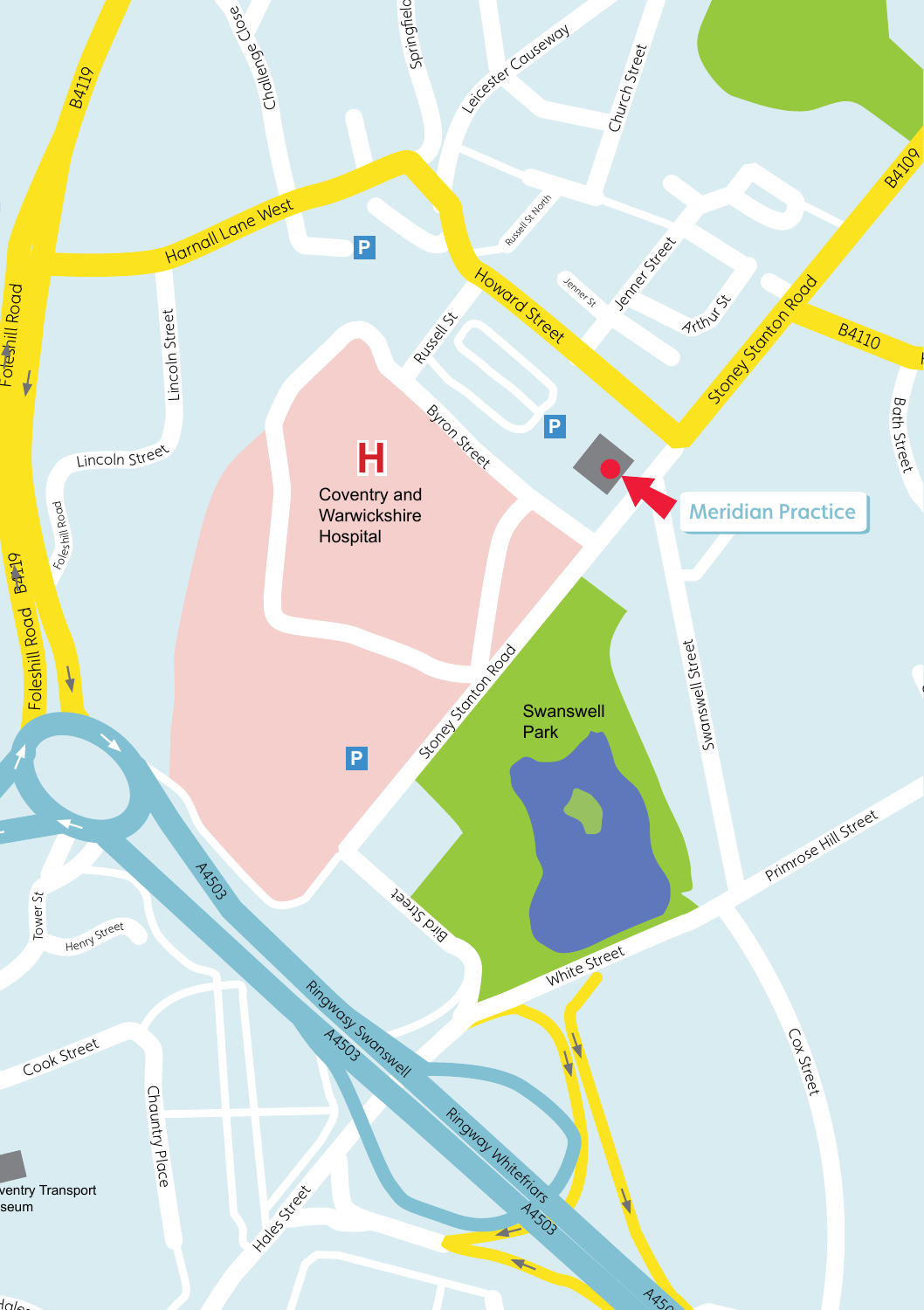Meridian Practice

Coventry and Warwickshire Hospital

Swanswell Park

Coventry Transport Museum

Foleshill Road
B4119
Harnall Lane West
Challenge Close
Springfield
Leicester Causeway
Church Street
Russell St North
Howard Street
Jenner St
Jenner Street
Arthur St
Stoney Stanton Road
B4109
B4110
Bath Street
Lincoln Street
Russell St
Byron Street
Swanswell Street
Primrose Hill Street
White Street
Bird Street
Cox Street
Tower St
Henry Street
Cook Street
Chauntry Place
Hales Street
A4503
Ringway Swanswell
Ringway Whitefriars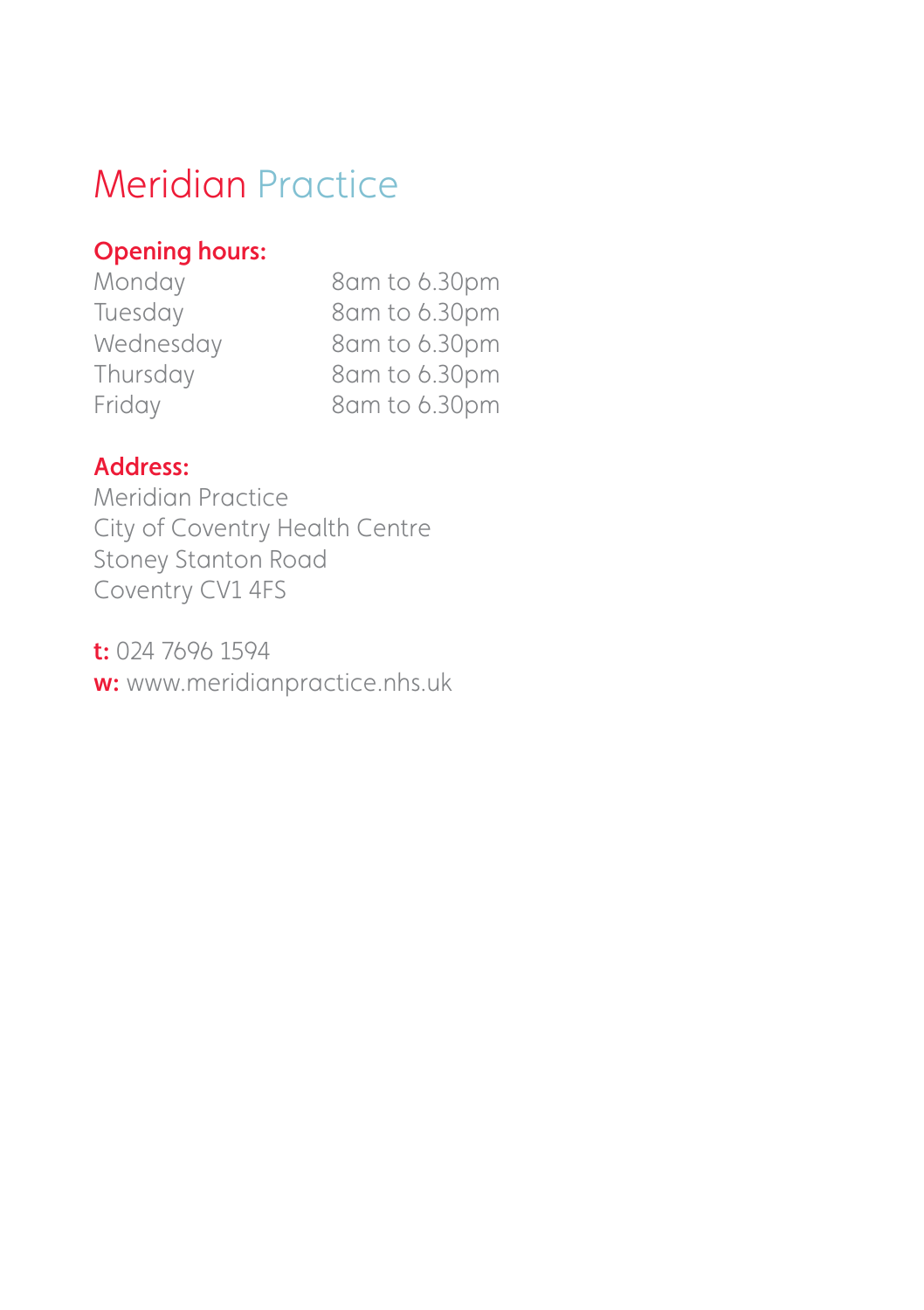# Meridian Practice

**Opening hours:**

| | |
|---|---|
| Monday | 8am to 6.30pm |
| Tuesday | 8am to 6.30pm |
| Wednesday | 8am to 6.30pm |
| Thursday | 8am to 6.30pm |
| Friday | 8am to 6.30pm |

**Address:**

Meridian Practice
City of Coventry Health Centre
Stoney Stanton Road
Coventry CV1 4FS

**t:** 024 7696 1594
**w:** www.meridianpractice.nhs.uk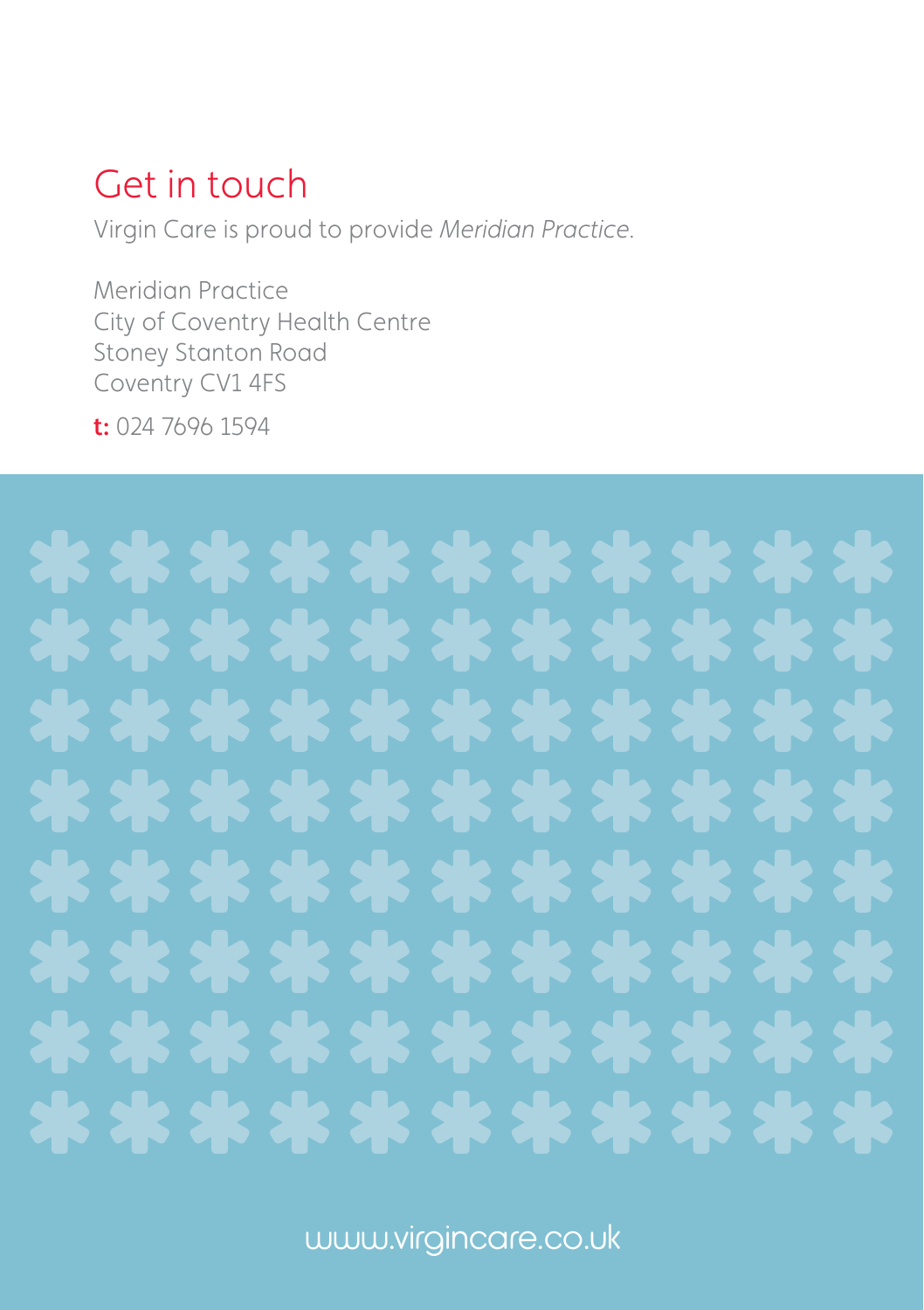# Get in touch

Virgin Care is proud to provide *Meridian Practice*.

Meridian Practice
City of Coventry Health Centre
Stoney Stanton Road
Coventry CV1 4FS

**t:** 024 7696 1594

www.virgincare.co.uk